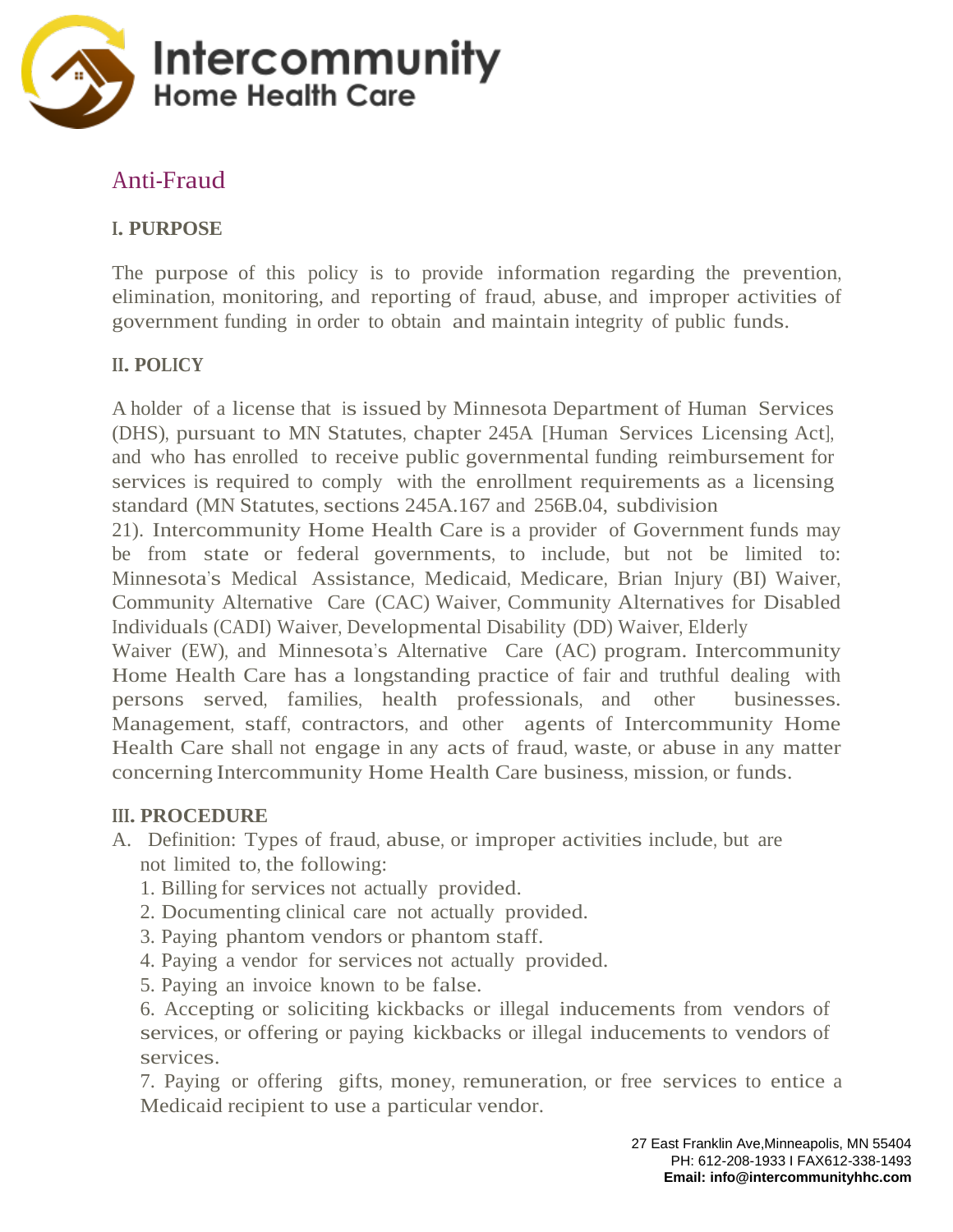# Intercommunity Home Health Care

## Anti-Fraud

### I. PURPOSE

The purpose of this policy is to provide information regarding the prevention, elimination, monitoring, and reporting of fraud, abuse, and improper activities of government funding in order to obtain and maintain integrity of public funds.

### II. POLICY

A holder of a license that is issued by Minnesota Department of Human Services (DHS), pursuant to MN Statutes, chapter 245A [Human Services Licensing Act], and who has enrolled to receive public governmental funding reimbursement for services is required to comply with the enrollment requirements as a licensing standard (MN Statutes, sections 245A.167 and 256B.04, subdivision 21). Intercommunity Home Health Care is a provider of Government funds may be from state or federal governments, to include, but not be limited to: Minnesota's Medical Assistance, Medicaid, Medicare, Brian Injury (BI) Waiver, Community Alternative Care (CAC) Waiver, Community Alternatives for Disabled Individuals (CADI) Waiver, Developmental Disability (DD) Waiver, Elderly Waiver (EW), and Minnesota's Alternative Care (AC) program. Intercommunity Home Health Care has a longstanding practice of fair and truthful dealing with persons served, families, health professionals, and other businesses. Management, staff, contractors, and other agents of Intercommunity Home Health Care shall not engage in any acts of fraud, waste, or abuse in any matter concerning Intercommunity Home Health Care business, mission, or funds.

### III. PROCEDURE

A. Definition: Types of fraud, abuse, or improper activities include, but are not limited to, the following:

1. Billing for services not actually provided.
2. Documenting clinical care not actually provided.
3. Paying phantom vendors or phantom staff.
4. Paying a vendor for services not actually provided.
5. Paying an invoice known to be false.
6. Accepting or soliciting kickbacks or illegal inducements from vendors of services, or offering or paying kickbacks or illegal inducements to vendors of services.
7. Paying or offering gifts, money, remuneration, or free services to entice a Medicaid recipient to use a particular vendor.

27 East Franklin Ave,Minneapolis, MN 55404
PH: 612-208-1933 I FAX612-338-1493
**Email: info@intercommunityhhc.com**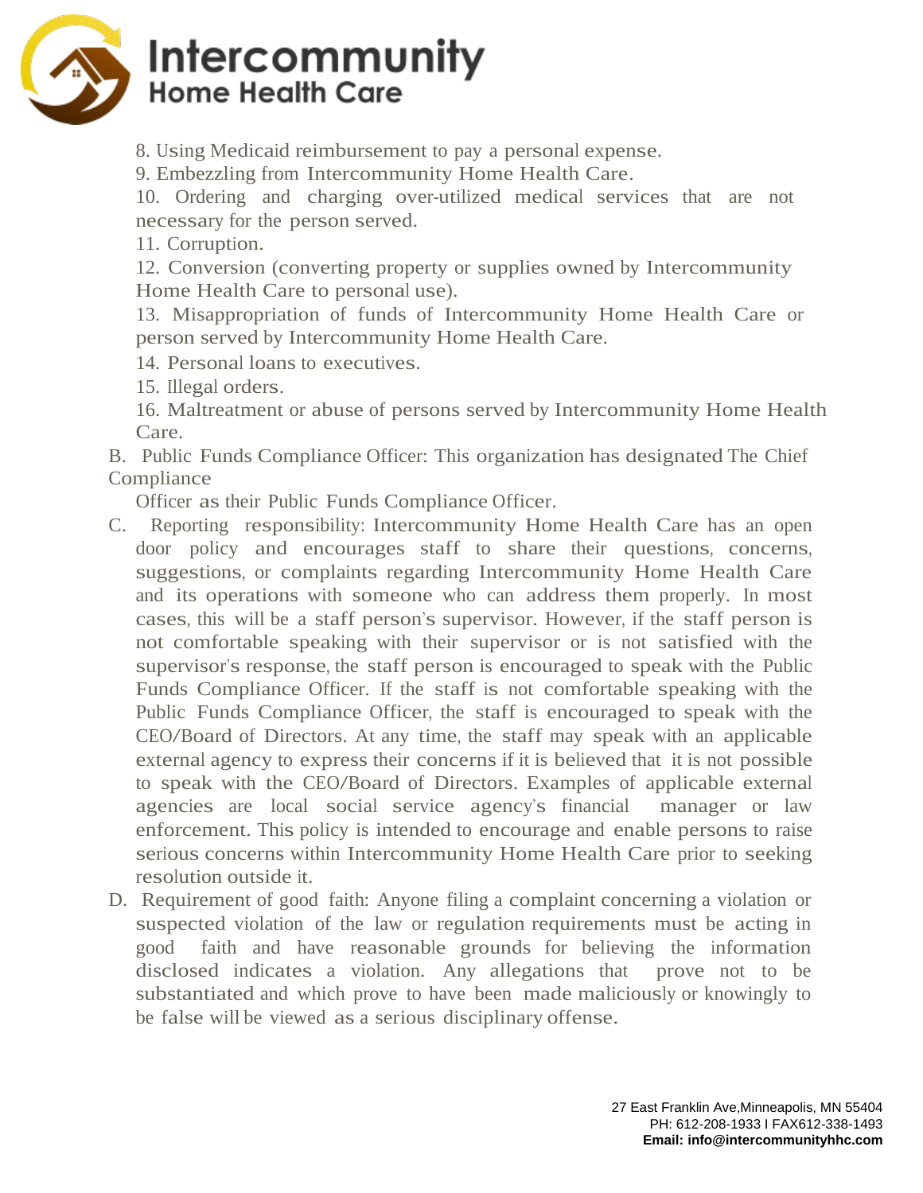8. Using Medicaid reimbursement to pay a personal expense.
9. Embezzling from Intercommunity Home Health Care.
10. Ordering and charging over-utilized medical services that are not necessary for the person served.
11. Corruption.
12. Conversion (converting property or supplies owned by Intercommunity Home Health Care to personal use).
13. Misappropriation of funds of Intercommunity Home Health Care or person served by Intercommunity Home Health Care.
14. Personal loans to executives.
15. Illegal orders.
16. Maltreatment or abuse of persons served by Intercommunity Home Health Care.

B. Public Funds Compliance Officer: This organization has designated The Chief Compliance Officer as their Public Funds Compliance Officer.

C. Reporting responsibility: Intercommunity Home Health Care has an open door policy and encourages staff to share their questions, concerns, suggestions, or complaints regarding Intercommunity Home Health Care and its operations with someone who can address them properly. In most cases, this will be a staff person's supervisor. However, if the staff person is not comfortable speaking with their supervisor or is not satisfied with the supervisor's response, the staff person is encouraged to speak with the Public Funds Compliance Officer. If the staff is not comfortable speaking with the Public Funds Compliance Officer, the staff is encouraged to speak with the CEO/Board of Directors. At any time, the staff may speak with an applicable external agency to express their concerns if it is believed that it is not possible to speak with the CEO/Board of Directors. Examples of applicable external agencies are local social service agency's financial manager or law enforcement. This policy is intended to encourage and enable persons to raise serious concerns within Intercommunity Home Health Care prior to seeking resolution outside it.

D. Requirement of good faith: Anyone filing a complaint concerning a violation or suspected violation of the law or regulation requirements must be acting in good faith and have reasonable grounds for believing the information disclosed indicates a violation. Any allegations that prove not to be substantiated and which prove to have been made maliciously or knowingly to be false will be viewed as a serious disciplinary offense.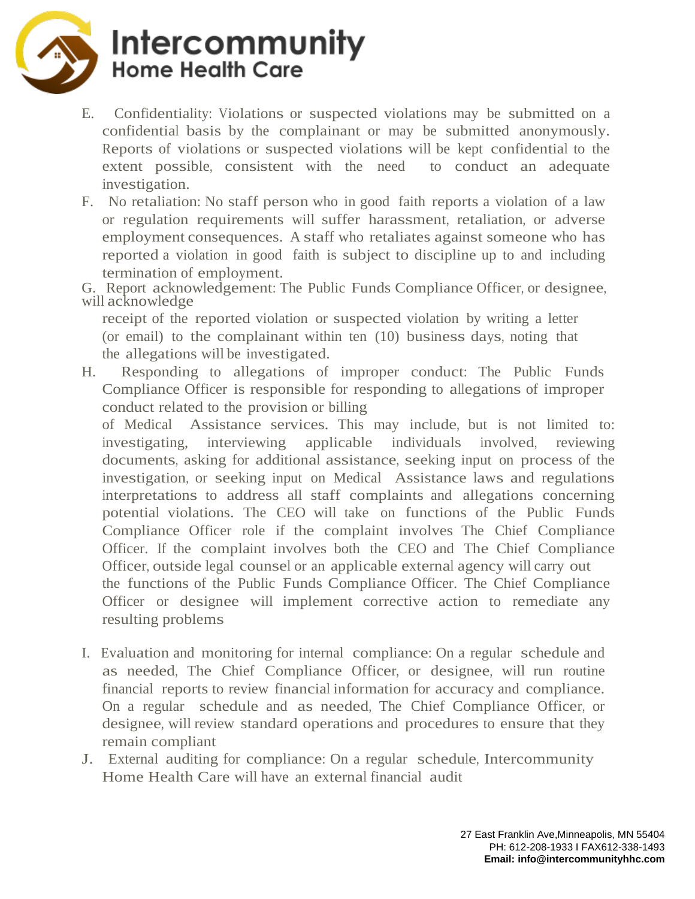E. Confidentiality: Violations or suspected violations may be submitted on a confidential basis by the complainant or may be submitted anonymously. Reports of violations or suspected violations will be kept confidential to the extent possible, consistent with the need to conduct an adequate investigation.

F. No retaliation: No staff person who in good faith reports a violation of a law or regulation requirements will suffer harassment, retaliation, or adverse employment consequences. A staff who retaliates against someone who has reported a violation in good faith is subject to discipline up to and including termination of employment.

G. Report acknowledgement: The Public Funds Compliance Officer, or designee, will acknowledge receipt of the reported violation or suspected violation by writing a letter (or email) to the complainant within ten (10) business days, noting that the allegations will be investigated.

H. Responding to allegations of improper conduct: The Public Funds Compliance Officer is responsible for responding to allegations of improper conduct related to the provision or billing of Medical Assistance services. This may include, but is not limited to: investigating, interviewing applicable individuals involved, reviewing documents, asking for additional assistance, seeking input on process of the investigation, or seeking input on Medical Assistance laws and regulations interpretations to address all staff complaints and allegations concerning potential violations. The CEO will take on functions of the Public Funds Compliance Officer role if the complaint involves The Chief Compliance Officer. If the complaint involves both the CEO and The Chief Compliance Officer, outside legal counsel or an applicable external agency will carry out the functions of the Public Funds Compliance Officer. The Chief Compliance Officer or designee will implement corrective action to remediate any resulting problems

I. Evaluation and monitoring for internal compliance: On a regular schedule and as needed, The Chief Compliance Officer, or designee, will run routine financial reports to review financial information for accuracy and compliance. On a regular schedule and as needed, The Chief Compliance Officer, or designee, will review standard operations and procedures to ensure that they remain compliant

J. External auditing for compliance: On a regular schedule, Intercommunity Home Health Care will have an external financial audit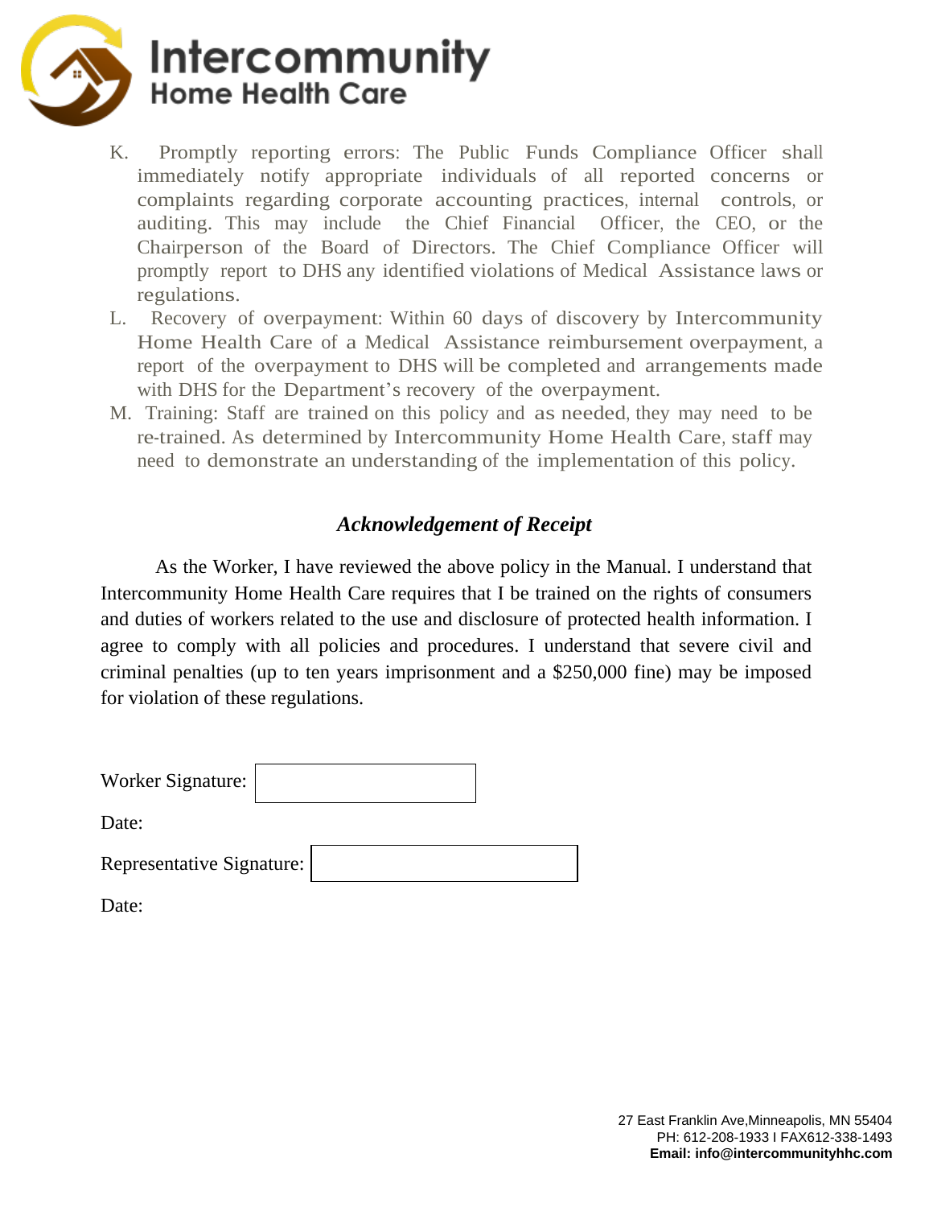K. Promptly reporting errors: The Public Funds Compliance Officer shall immediately notify appropriate individuals of all reported concerns or complaints regarding corporate accounting practices, internal controls, or auditing. This may include the Chief Financial Officer, the CEO, or the Chairperson of the Board of Directors. The Chief Compliance Officer will promptly report to DHS any identified violations of Medical Assistance laws or regulations.

L. Recovery of overpayment: Within 60 days of discovery by Intercommunity Home Health Care of a Medical Assistance reimbursement overpayment, a report of the overpayment to DHS will be completed and arrangements made with DHS for the Department's recovery of the overpayment.

M. Training: Staff are trained on this policy and as needed, they may need to be re-trained. As determined by Intercommunity Home Health Care, staff may need to demonstrate an understanding of the implementation of this policy.

## *Acknowledgement of Receipt*

As the Worker, I have reviewed the above policy in the Manual. I understand that Intercommunity Home Health Care requires that I be trained on the rights of consumers and duties of workers related to the use and disclosure of protected health information. I agree to comply with all policies and procedures. I understand that severe civil and criminal penalties (up to ten years imprisonment and a $250,000 fine) may be imposed for violation of these regulations.

Worker Signature:

Date:

Representative Signature:

Date: